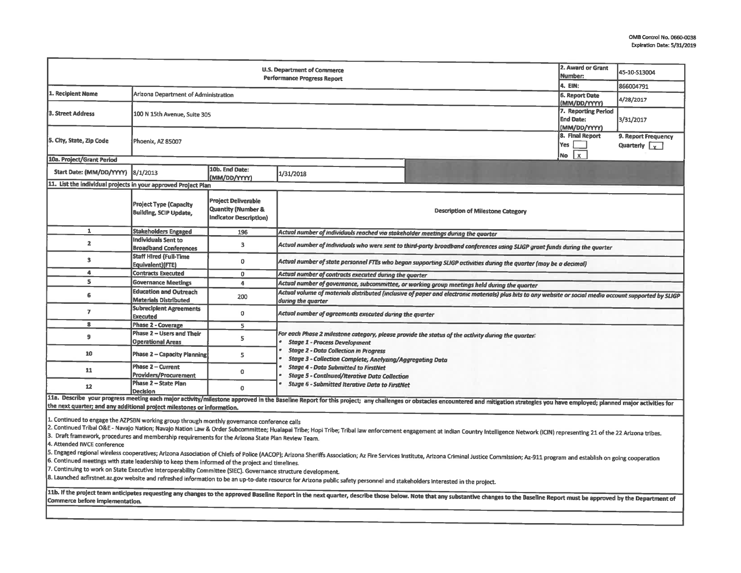OMB Control No. 0660-0038
Expiration Date: 5/31/2019

| U.S. Department of Commerce Performance Progress Report | | 2. Award or Grant Number: | 45-10-S13004 |
|---|---|---|---|
| | | 4. EIN: | 866004791 |
| 1. Recipient Name | Arizona Department of Administration | 6. Report Date (MM/DD/YYYY) | 4/28/2017 |
| 3. Street Address | 100 N 15th Avenue, Suite 305 | 7. Reporting Period End Date: (MM/DD/YYYY) | 3/31/2017 |
| 5. City, State, Zip Code | Phoenix, AZ 85007 | 8. Final Report Yes [ ] No [X] | 9. Report Frequency Quarterly [X] |

**10a. Project/Grant Period**

| Start Date: (MM/DD/YYYY) | 8/1/2013 | 10b. End Date: (MM/DD/YYYY) | 1/31/2018 |
|---|---|---|---|

**11. List the individual projects in your approved Project Plan**

| | Project Type (Capacity Building, SCIP Update, | Project Deliverable Quantity (Number & Indicator Description) | Description of Milestone Category |
|---|---|---|---|
| 1 | Stakeholders Engaged | 196 | *Actual number of individuals reached via stakeholder meetings during the quarter* |
| 2 | Individuals Sent to Broadband Conferences | 3 | *Actual number of individuals who were sent to third-party broadband conferences using SLIGP grant funds during the quarter* |
| 3 | Staff Hired (Full-Time Equivalent)(FTE) | 0 | *Actual number of state personnel FTEs who began supporting SLIGP activities during the quarter (may be a decimal)* |
| 4 | Contracts Executed | 0 | *Actual number of contracts executed during the quarter* |
| 5 | Governance Meetings | 4 | *Actual number of governance, subcommittee, or working group meetings held during the quarter* |
| 6 | Education and Outreach Materials Distributed | 200 | *Actual volume of materials distributed (inclusive of paper and electronic materials) plus hits to any website or social media account supported by SLIGP during the quarter* |
| 7 | Subrecipient Agreements Executed | 0 | *Actual number of agreements executed during the quarter* |
| 8 | Phase 2 - Coverage | 5 | *For each Phase 2 milestone category, please provide the status of the activity during the quarter:* <br>• *Stage 1 - Process Development* <br>• *Stage 2 - Data Collection in Progress* <br>• *Stage 3 - Collection Complete; Analyzing/Aggregating Data* <br>• *Stage 4 - Data Submitted to FirstNet* <br>• *Stage 5 - Continued/Iterative Data Collection* <br>• *Stage 6 - Submitted Iterative Data to FirstNet* |
| 9 | Phase 2 – Users and Their Operational Areas | 5 | |
| 10 | Phase 2 – Capacity Planning | 5 | |
| 11 | Phase 2 – Current Providers/Procurement | 0 | |
| 12 | Phase 2 – State Plan Decision | 0 | |

**11a. Describe your progress meeting each major activity/milestone approved in the Baseline Report for this project; any challenges or obstacles encountered and mitigation strategies you have employed; planned major activities for the next quarter; and any additional project milestones or information.**

1. Continued to engage the AZPSBN working group through monthly governance conference calls
2. Continued Tribal O&E - Navajo Nation; Navajo Nation Law & Order Subcommittee; Hualapai Tribe; Hopi Tribe; Tribal law enforcement engagement at Indian Country Intelligence Network (ICIN) representing 21 of the 22 Arizona tribes.
3. Draft framework, procedures and membership requirements for the Arizona State Plan Review Team.
4. Attended IWCE conference
5. Engaged regional wireless cooperatives; Arizona Association of Chiefs of Police (AACOP); Arizona Sheriffs Association; Az Fire Services Institute, Arizona Criminal Justice Commission; Az-911 program and establish on going cooperation
6. Continued meetings with state leadership to keep them informed of the project and timelines.
7. Continuing to work on State Executive Interoperability Committee (SIEC). Governance structure development.
8. Launched azfirstnet.az.gov website and refreshed information to be an up-to-date resource for Arizona public safety personnel and stakeholders interested in the project.

**11b. If the project team anticipates requesting any changes to the approved Baseline Report in the next quarter, describe those below. Note that any substantive changes to the Baseline Report must be approved by the Department of Commerce before implementation.**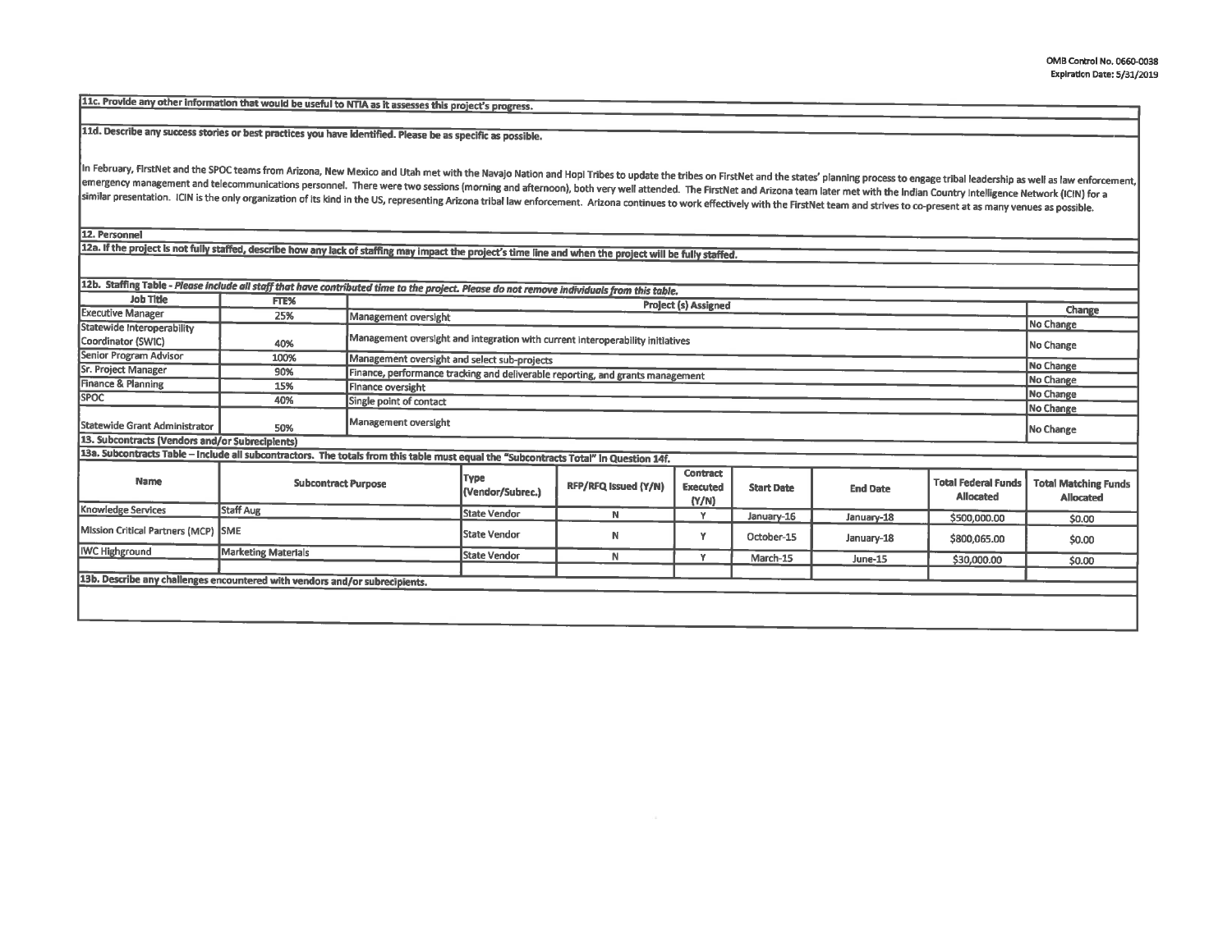OMB Control No. 0660-0038
Expiration Date: 5/31/2019

**11c. Provide any other information that would be useful to NTIA as it assesses this project's progress.**

**11d. Describe any success stories or best practices you have identified. Please be as specific as possible.**

In February, FirstNet and the SPOC teams from Arizona, New Mexico and Utah met with the Navajo Nation and Hopi Tribes to update the tribes on FirstNet and the states' planning process to engage tribal leadership as well as law enforcement, emergency management and telecommunications personnel. There were two sessions (morning and afternoon), both very well attended. The FirstNet and Arizona team later met with the Indian Country Intelligence Network (ICIN) for a similar presentation. ICIN is the only organization of its kind in the US, representing Arizona tribal law enforcement. Arizona continues to work effectively with the FirstNet team and strives to co-present at as many venues as possible.

**12. Personnel**

**12a. If the project is not fully staffed, describe how any lack of staffing may impact the project's time line and when the project will be fully staffed.**

**12b. Staffing Table** - *Please include all staff that have contributed time to the project. Please do not remove individuals from this table.*

| Job Title | FTE% | Project (s) Assigned | Change |
|---|---|---|---|
| Executive Manager | 25% | Management oversight | No Change |
| Statewide Interoperability Coordinator (SWIC) | 40% | Management oversight and integration with current interoperability initiatives | No Change |
| Senior Program Advisor | 100% | Management oversight and select sub-projects | No Change |
| Sr. Project Manager | 90% | Finance, performance tracking and deliverable reporting, and grants management | No Change |
| Finance & Planning | 15% | Finance oversight | No Change |
| SPOC | 40% | Single point of contact | No Change |
| Statewide Grant Administrator | 50% | Management oversight | No Change |

**13. Subcontracts (Vendors and/or Subrecipients)**

**13a. Subcontracts Table – Include all subcontractors. The totals from this table must equal the "Subcontracts Total" in Question 14f.**

| Name | Subcontract Purpose | Type (Vendor/Subrec.) | RFP/RFQ Issued (Y/N) | Contract Executed (Y/N) | Start Date | End Date | Total Federal Funds Allocated | Total Matching Funds Allocated |
|---|---|---|---|---|---|---|---|---|
| Knowledge Services | Staff Aug | State Vendor | N | Y | January-16 | January-18 | $500,000.00 | $0.00 |
| Mission Critical Partners (MCP) | SME | State Vendor | N | Y | October-15 | January-18 | $800,065.00 | $0.00 |
| IWC Highground | Marketing Materials | State Vendor | N | Y | March-15 | June-15 | $30,000.00 | $0.00 |
| | | | | | | | | |

**13b. Describe any challenges encountered with vendors and/or subrecipients.**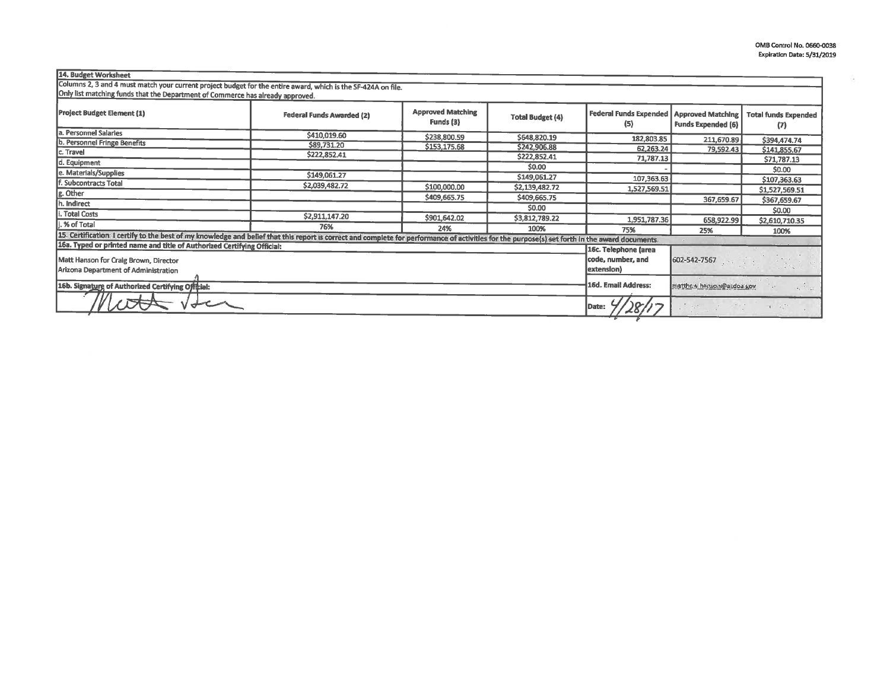OMB Control No. 0660-0038
Expiration Date: 5/31/2019

**14. Budget Worksheet**

Columns 2, 3 and 4 must match your current project budget for the entire award, which is the SF-424A on file.
Only list matching funds that the Department of Commerce has already approved.

| Project Budget Element (1) | Federal Funds Awarded (2) | Approved Matching Funds (3) | Total Budget (4) | Federal Funds Expended (5) | Approved Matching Funds Expended (6) | Total funds Expended (7) |
|---|---|---|---|---|---|---|
| a. Personnel Salaries | $410,019.60 | $238,800.59 | $648,820.19 | 182,803.85 | 211,670.89 | $394,474.74 |
| b. Personnel Fringe Benefits | $89,731.20 | $153,175.68 | $242,906.88 | 62,263.24 | 79,592.43 | $141,855.67 |
| c. Travel | $222,852.41 | | $222,852.41 | 71,787.13 | | $71,787.13 |
| d. Equipment | | | $0.00 | - | | $0.00 |
| e. Materials/Supplies | $149,061.27 | | $149,061.27 | 107,363.63 | | $107,363.63 |
| f. Subcontracts Total | $2,039,482.72 | $100,000.00 | $2,139,482.72 | 1,527,569.51 | | $1,527,569.51 |
| g. Other | | $409,665.75 | $409,665.75 | | 367,659.67 | $367,659.67 |
| h. Indirect | | | $0.00 | | | $0.00 |
| i. Total Costs | $2,911,147.20 | $901,642.02 | $3,812,789.22 | 1,951,787.36 | 658,922.99 | $2,610,710.35 |
| j. % of Total | 76% | 24% | 100% | 75% | 25% | 100% |

**15. Certification:** I certify to the best of my knowledge and belief that this report is correct and complete for performance of activities for the purpose(s) set forth in the award documents.

| | | |
|---|---|---|
| **16a. Typed or printed name and title of Authorized Certifying Official:** Matt Hanson for Craig Brown, Director, Arizona Department of Administration | **16c. Telephone (area code, number, and extension)** | 602-542-7567 |
| **16b. Signature of Authorized Certifying Official:** Matt Han | **16d. Email Address:** | matthew.hanson@azdoa.gov |
| | **Date:** 4/28/17 | |